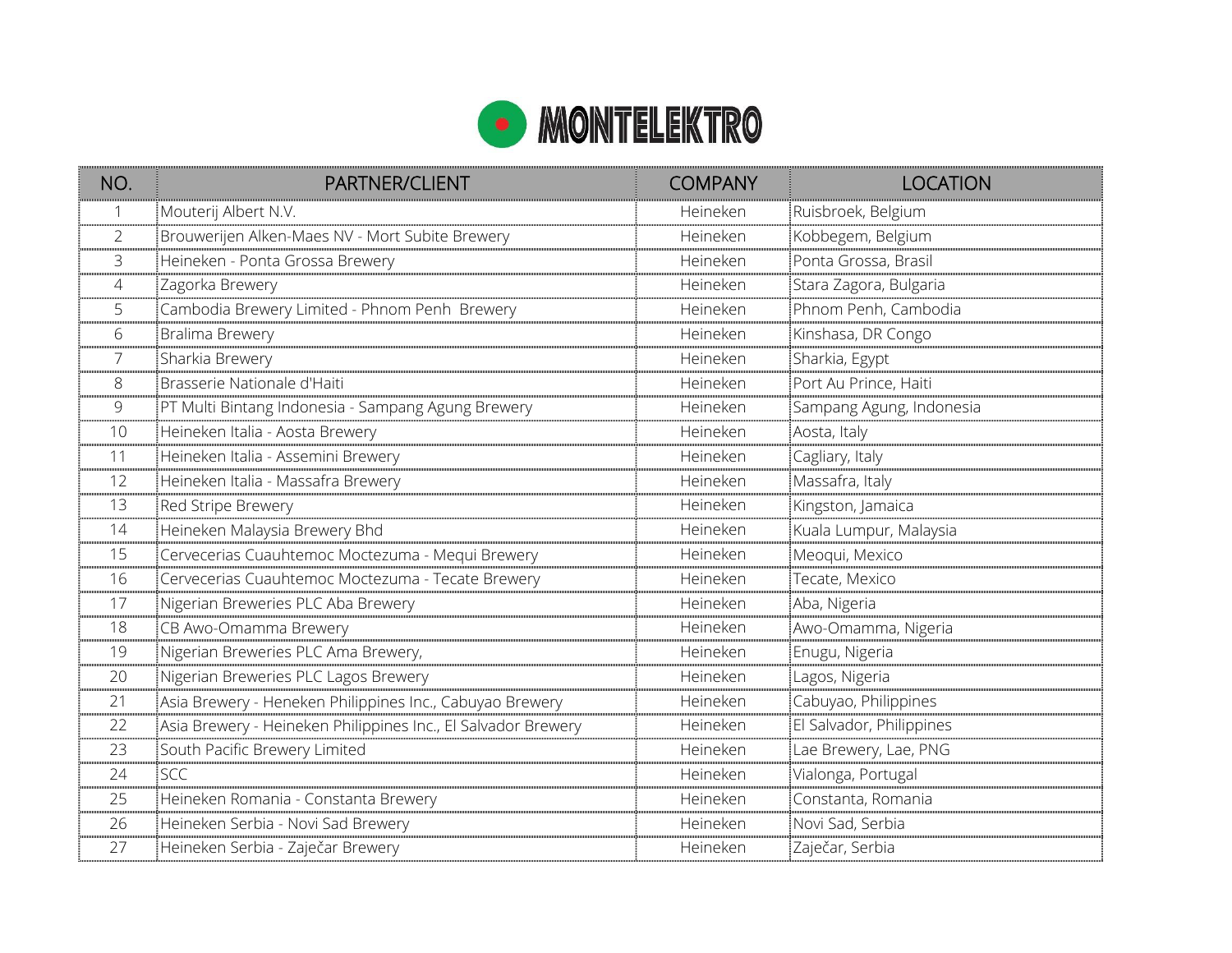# MONTELEKTRO

| NO. | PARTNER/CLIENT | COMPANY | LOCATION |
|---|---|---|---|
| 1 | Mouterij Albert N.V. | Heineken | Ruisbroek, Belgium |
| 2 | Brouwerijen Alken-Maes NV - Mort Subite Brewery | Heineken | Kobbegem, Belgium |
| 3 | Heineken - Ponta Grossa Brewery | Heineken | Ponta Grossa, Brasil |
| 4 | Zagorka Brewery | Heineken | Stara Zagora, Bulgaria |
| 5 | Cambodia Brewery Limited - Phnom Penh Brewery | Heineken | Phnom Penh, Cambodia |
| 6 | Bralima Brewery | Heineken | Kinshasa, DR Congo |
| 7 | Sharkia Brewery | Heineken | Sharkia, Egypt |
| 8 | Brasserie Nationale d'Haiti | Heineken | Port Au Prince, Haiti |
| 9 | PT Multi Bintang Indonesia - Sampang Agung Brewery | Heineken | Sampang Agung, Indonesia |
| 10 | Heineken Italia - Aosta Brewery | Heineken | Aosta, Italy |
| 11 | Heineken Italia - Assemini Brewery | Heineken | Cagliary, Italy |
| 12 | Heineken Italia - Massafra Brewery | Heineken | Massafra, Italy |
| 13 | Red Stripe Brewery | Heineken | Kingston, Jamaica |
| 14 | Heineken Malaysia Brewery Bhd | Heineken | Kuala Lumpur, Malaysia |
| 15 | Cervecerias Cuauhtemoc Moctezuma - Mequi Brewery | Heineken | Meoqui, Mexico |
| 16 | Cervecerias Cuauhtemoc Moctezuma - Tecate Brewery | Heineken | Tecate, Mexico |
| 17 | Nigerian Breweries PLC Aba Brewery | Heineken | Aba, Nigeria |
| 18 | CB Awo-Omamma Brewery | Heineken | Awo-Omamma, Nigeria |
| 19 | Nigerian Breweries PLC Ama Brewery, | Heineken | Enugu, Nigeria |
| 20 | Nigerian Breweries PLC Lagos Brewery | Heineken | Lagos, Nigeria |
| 21 | Asia Brewery - Heneken Philippines Inc., Cabuyao Brewery | Heineken | Cabuyao, Philippines |
| 22 | Asia Brewery - Heineken Philippines Inc., El Salvador Brewery | Heineken | El Salvador, Philippines |
| 23 | South Pacific Brewery Limited | Heineken | Lae Brewery, Lae, PNG |
| 24 | SCC | Heineken | Vialonga, Portugal |
| 25 | Heineken Romania - Constanta Brewery | Heineken | Constanta, Romania |
| 26 | Heineken Serbia - Novi Sad Brewery | Heineken | Novi Sad, Serbia |
| 27 | Heineken Serbia - Zaječar Brewery | Heineken | Zaječar, Serbia |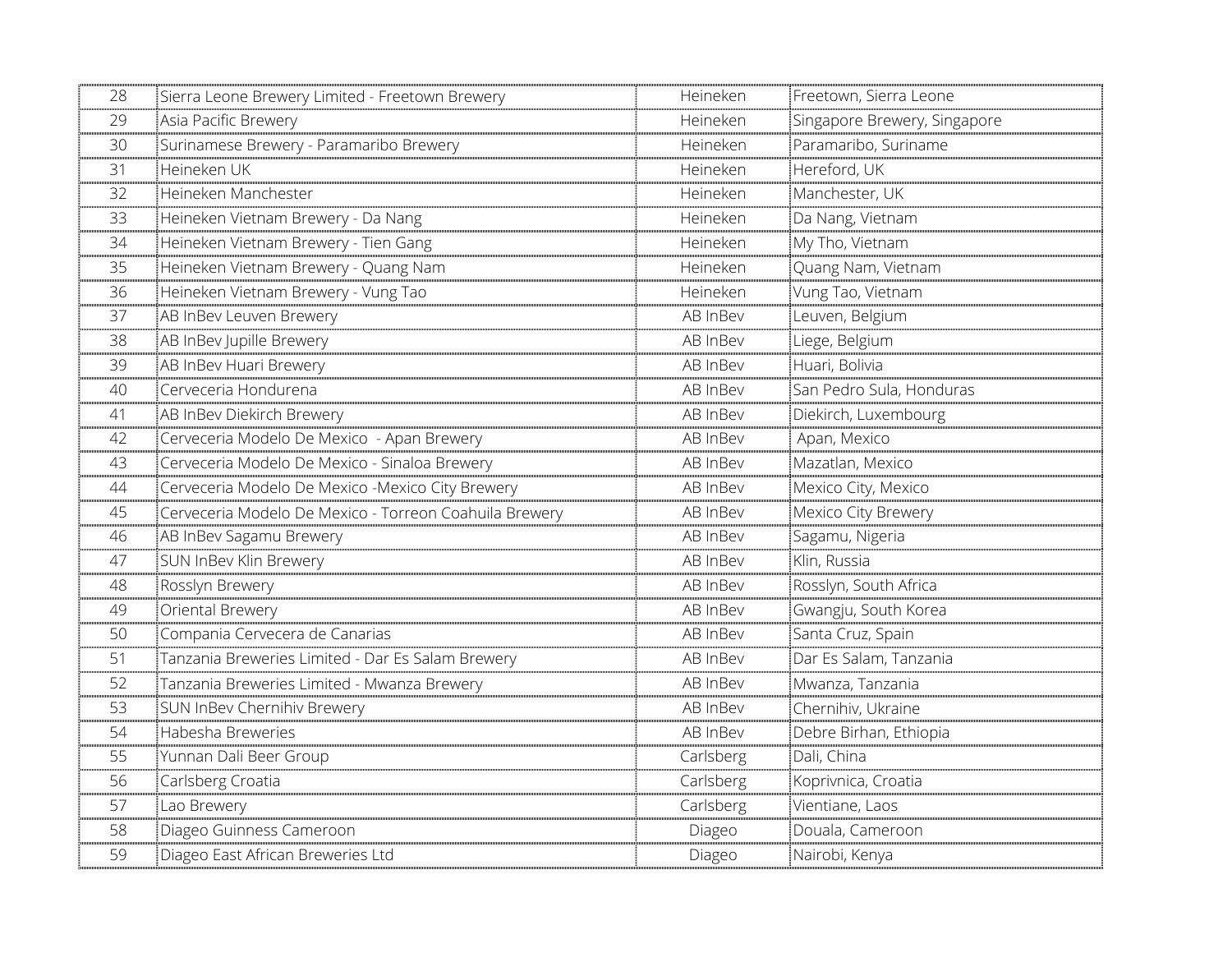| 28 | Sierra Leone Brewery Limited - Freetown Brewery | Heineken | Freetown, Sierra Leone |
|---|---|---|---|
| 29 | Asia Pacific Brewery | Heineken | Singapore Brewery, Singapore |
| 30 | Surinamese Brewery - Paramaribo Brewery | Heineken | Paramaribo, Suriname |
| 31 | Heineken UK | Heineken | Hereford, UK |
| 32 | Heineken Manchester | Heineken | Manchester, UK |
| 33 | Heineken Vietnam Brewery - Da Nang | Heineken | Da Nang, Vietnam |
| 34 | Heineken Vietnam Brewery - Tien Gang | Heineken | My Tho, Vietnam |
| 35 | Heineken Vietnam Brewery - Quang Nam | Heineken | Quang Nam, Vietnam |
| 36 | Heineken Vietnam Brewery - Vung Tao | Heineken | Vung Tao, Vietnam |
| 37 | AB InBev Leuven Brewery | AB InBev | Leuven, Belgium |
| 38 | AB InBev Jupille Brewery | AB InBev | Liege, Belgium |
| 39 | AB InBev Huari Brewery | AB InBev | Huari, Bolivia |
| 40 | Cerveceria Hondurena | AB InBev | San Pedro Sula, Honduras |
| 41 | AB InBev Diekirch Brewery | AB InBev | Diekirch, Luxembourg |
| 42 | Cerveceria Modelo De Mexico - Apan Brewery | AB InBev | Apan, Mexico |
| 43 | Cerveceria Modelo De Mexico - Sinaloa Brewery | AB InBev | Mazatlan, Mexico |
| 44 | Cerveceria Modelo De Mexico -Mexico City Brewery | AB InBev | Mexico City, Mexico |
| 45 | Cerveceria Modelo De Mexico - Torreon Coahuila Brewery | AB InBev | Mexico City Brewery |
| 46 | AB InBev Sagamu Brewery | AB InBev | Sagamu, Nigeria |
| 47 | SUN InBev Klin Brewery | AB InBev | Klin, Russia |
| 48 | Rosslyn Brewery | AB InBev | Rosslyn, South Africa |
| 49 | Oriental Brewery | AB InBev | Gwangju, South Korea |
| 50 | Compania Cervecera de Canarias | AB InBev | Santa Cruz, Spain |
| 51 | Tanzania Breweries Limited - Dar Es Salam Brewery | AB InBev | Dar Es Salam, Tanzania |
| 52 | Tanzania Breweries Limited - Mwanza Brewery | AB InBev | Mwanza, Tanzania |
| 53 | SUN InBev Chernihiv Brewery | AB InBev | Chernihiv, Ukraine |
| 54 | Habesha Breweries | AB InBev | Debre Birhan, Ethiopia |
| 55 | Yunnan Dali Beer Group | Carlsberg | Dali, China |
| 56 | Carlsberg Croatia | Carlsberg | Koprivnica, Croatia |
| 57 | Lao Brewery | Carlsberg | Vientiane, Laos |
| 58 | Diageo Guinness Cameroon | Diageo | Douala, Cameroon |
| 59 | Diageo East African Breweries Ltd | Diageo | Nairobi, Kenya |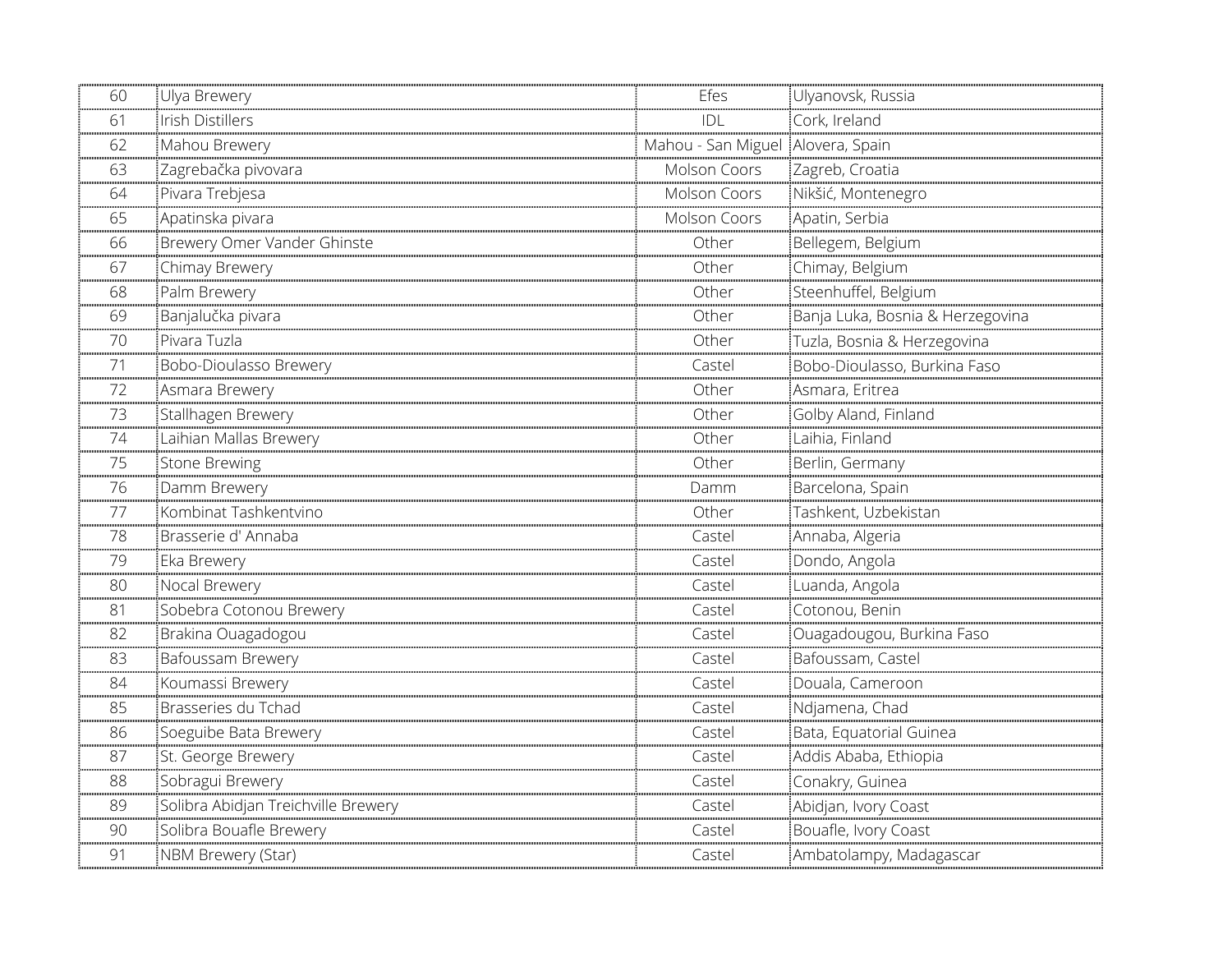| 60 | Ulya Brewery | Efes | Ulyanovsk, Russia |
|---|---|---|---|
| 61 | Irish Distillers | IDL | Cork, Ireland |
| 62 | Mahou Brewery | Mahou - San Miguel | Alovera, Spain |
| 63 | Zagrebačka pivovara | Molson Coors | Zagreb, Croatia |
| 64 | Pivara Trebjesa | Molson Coors | Nikšić, Montenegro |
| 65 | Apatinska pivara | Molson Coors | Apatin, Serbia |
| 66 | Brewery Omer Vander Ghinste | Other | Bellegem, Belgium |
| 67 | Chimay Brewery | Other | Chimay, Belgium |
| 68 | Palm Brewery | Other | Steenhuffel, Belgium |
| 69 | Banjalučka pivara | Other | Banja Luka, Bosnia & Herzegovina |
| 70 | Pivara Tuzla | Other | Tuzla, Bosnia & Herzegovina |
| 71 | Bobo-Dioulasso Brewery | Castel | Bobo-Dioulasso, Burkina Faso |
| 72 | Asmara Brewery | Other | Asmara, Eritrea |
| 73 | Stallhagen Brewery | Other | Golby Aland, Finland |
| 74 | Laihian Mallas Brewery | Other | Laihia, Finland |
| 75 | Stone Brewing | Other | Berlin, Germany |
| 76 | Damm Brewery | Damm | Barcelona, Spain |
| 77 | Kombinat Tashkentvino | Other | Tashkent, Uzbekistan |
| 78 | Brasserie d' Annaba | Castel | Annaba, Algeria |
| 79 | Eka Brewery | Castel | Dondo, Angola |
| 80 | Nocal Brewery | Castel | Luanda, Angola |
| 81 | Sobebra Cotonou Brewery | Castel | Cotonou, Benin |
| 82 | Brakina Ouagadogou | Castel | Ouagadougou, Burkina Faso |
| 83 | Bafoussam Brewery | Castel | Bafoussam, Castel |
| 84 | Koumassi Brewery | Castel | Douala, Cameroon |
| 85 | Brasseries du Tchad | Castel | Ndjamena, Chad |
| 86 | Soeguibe Bata Brewery | Castel | Bata, Equatorial Guinea |
| 87 | St. George Brewery | Castel | Addis Ababa, Ethiopia |
| 88 | Sobragui Brewery | Castel | Conakry, Guinea |
| 89 | Solibra Abidjan Treichville Brewery | Castel | Abidjan, Ivory Coast |
| 90 | Solibra Bouafle Brewery | Castel | Bouafle, Ivory Coast |
| 91 | NBM Brewery (Star) | Castel | Ambatolampy, Madagascar |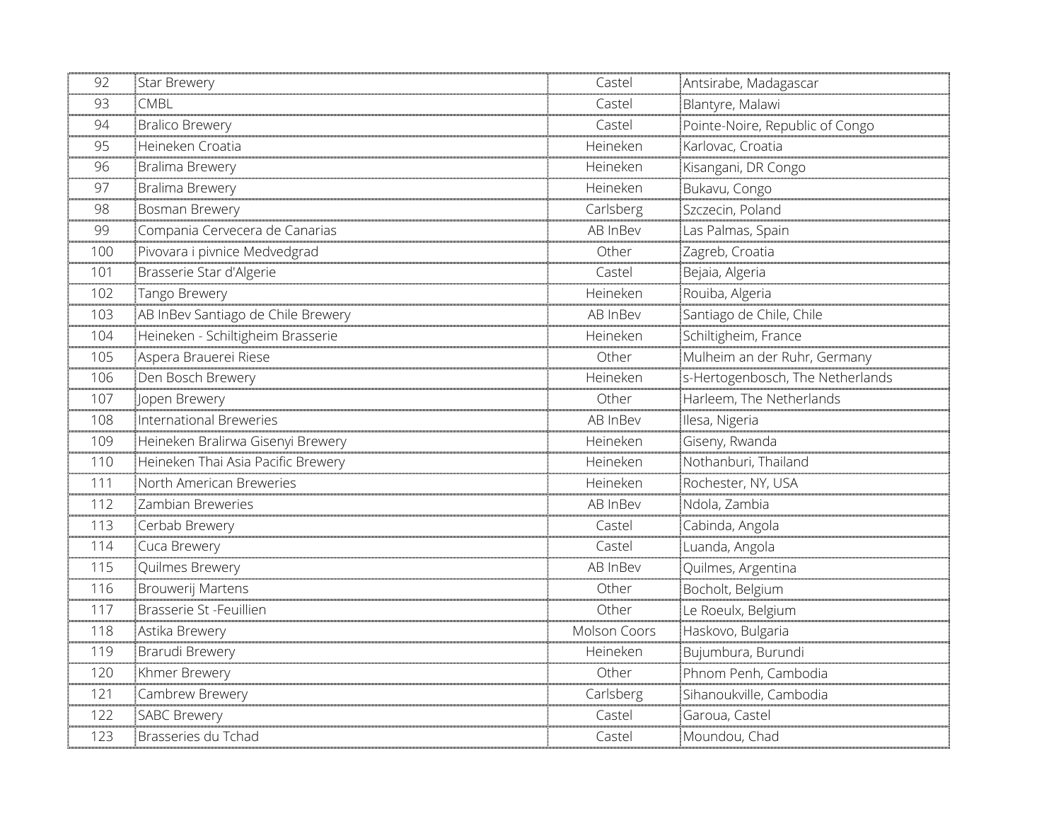| 92 | Star Brewery | Castel | Antsirabe, Madagascar |
|---|---|---|---|
| 93 | CMBL | Castel | Blantyre, Malawi |
| 94 | Bralico Brewery | Castel | Pointe-Noire, Republic of Congo |
| 95 | Heineken Croatia | Heineken | Karlovac, Croatia |
| 96 | Bralima Brewery | Heineken | Kisangani, DR Congo |
| 97 | Bralima Brewery | Heineken | Bukavu, Congo |
| 98 | Bosman Brewery | Carlsberg | Szczecin, Poland |
| 99 | Compania Cervecera de Canarias | AB InBev | Las Palmas, Spain |
| 100 | Pivovara i pivnice Medvedgrad | Other | Zagreb, Croatia |
| 101 | Brasserie Star d'Algerie | Castel | Bejaia, Algeria |
| 102 | Tango Brewery | Heineken | Rouiba, Algeria |
| 103 | AB InBev Santiago de Chile Brewery | AB InBev | Santiago de Chile, Chile |
| 104 | Heineken - Schiltigheim Brasserie | Heineken | Schiltigheim, France |
| 105 | Aspera Brauerei Riese | Other | Mulheim an der Ruhr, Germany |
| 106 | Den Bosch Brewery | Heineken | s-Hertogenbosch, The Netherlands |
| 107 | Jopen Brewery | Other | Harleem, The Netherlands |
| 108 | International Breweries | AB InBev | Ilesa, Nigeria |
| 109 | Heineken Bralirwa Gisenyi Brewery | Heineken | Giseny, Rwanda |
| 110 | Heineken Thai Asia Pacific Brewery | Heineken | Nothanburi, Thailand |
| 111 | North American Breweries | Heineken | Rochester, NY, USA |
| 112 | Zambian Breweries | AB InBev | Ndola, Zambia |
| 113 | Cerbab Brewery | Castel | Cabinda, Angola |
| 114 | Cuca Brewery | Castel | Luanda, Angola |
| 115 | Quilmes Brewery | AB InBev | Quilmes, Argentina |
| 116 | Brouwerij Martens | Other | Bocholt, Belgium |
| 117 | Brasserie St -Feuillien | Other | Le Roeulx, Belgium |
| 118 | Astika Brewery | Molson Coors | Haskovo, Bulgaria |
| 119 | Brarudi Brewery | Heineken | Bujumbura, Burundi |
| 120 | Khmer Brewery | Other | Phnom Penh, Cambodia |
| 121 | Cambrew Brewery | Carlsberg | Sihanoukville, Cambodia |
| 122 | SABC Brewery | Castel | Garoua, Castel |
| 123 | Brasseries du Tchad | Castel | Moundou, Chad |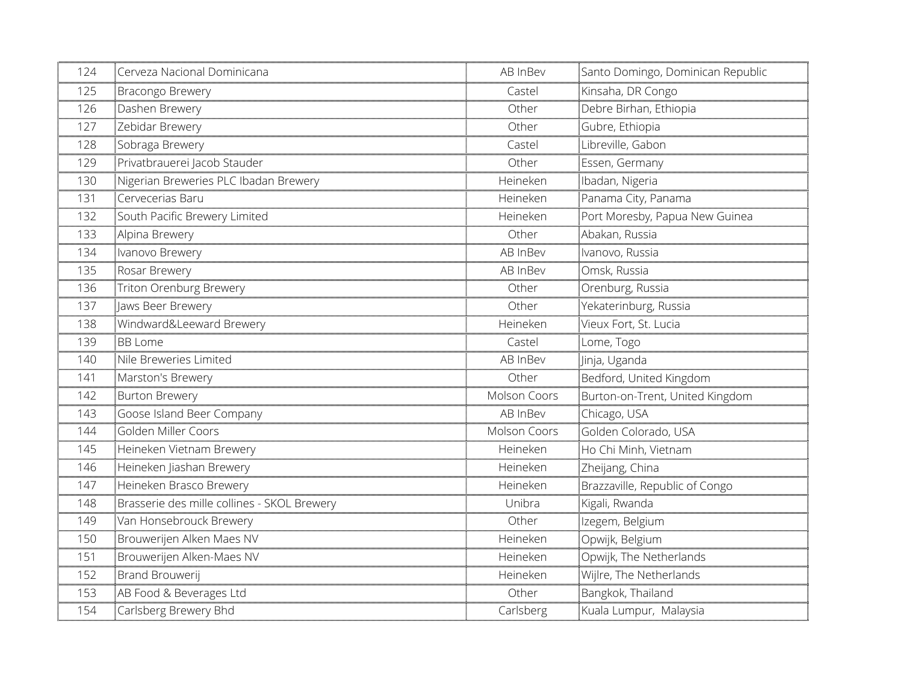| | | | |
|---|---|---|---|
| 124 | Cerveza Nacional Dominicana | AB InBev | Santo Domingo, Dominican Republic |
| 125 | Bracongo Brewery | Castel | Kinsaha, DR Congo |
| 126 | Dashen Brewery | Other | Debre Birhan, Ethiopia |
| 127 | Zebidar Brewery | Other | Gubre, Ethiopia |
| 128 | Sobraga Brewery | Castel | Libreville, Gabon |
| 129 | Privatbrauerei Jacob Stauder | Other | Essen, Germany |
| 130 | Nigerian Breweries PLC Ibadan Brewery | Heineken | Ibadan, Nigeria |
| 131 | Cervecerias Baru | Heineken | Panama City, Panama |
| 132 | South Pacific Brewery Limited | Heineken | Port Moresby, Papua New Guinea |
| 133 | Alpina Brewery | Other | Abakan, Russia |
| 134 | Ivanovo Brewery | AB InBev | Ivanovo, Russia |
| 135 | Rosar Brewery | AB InBev | Omsk, Russia |
| 136 | Triton Orenburg Brewery | Other | Orenburg, Russia |
| 137 | Jaws Beer Brewery | Other | Yekaterinburg, Russia |
| 138 | Windward&Leeward Brewery | Heineken | Vieux Fort, St. Lucia |
| 139 | BB Lome | Castel | Lome, Togo |
| 140 | Nile Breweries Limited | AB InBev | Jinja, Uganda |
| 141 | Marston's Brewery | Other | Bedford, United Kingdom |
| 142 | Burton Brewery | Molson Coors | Burton-on-Trent, United Kingdom |
| 143 | Goose Island Beer Company | AB InBev | Chicago, USA |
| 144 | Golden Miller Coors | Molson Coors | Golden Colorado, USA |
| 145 | Heineken Vietnam Brewery | Heineken | Ho Chi Minh, Vietnam |
| 146 | Heineken Jiashan Brewery | Heineken | Zheijang, China |
| 147 | Heineken Brasco Brewery | Heineken | Brazzaville, Republic of Congo |
| 148 | Brasserie des mille collines - SKOL Brewery | Unibra | Kigali, Rwanda |
| 149 | Van Honsebrouck Brewery | Other | Izegem, Belgium |
| 150 | Brouwerijen Alken Maes NV | Heineken | Opwijk, Belgium |
| 151 | Brouwerijen Alken-Maes NV | Heineken | Opwijk, The Netherlands |
| 152 | Brand Brouwerij | Heineken | Wijlre, The Netherlands |
| 153 | AB Food & Beverages Ltd | Other | Bangkok, Thailand |
| 154 | Carlsberg Brewery Bhd | Carlsberg | Kuala Lumpur, Malaysia |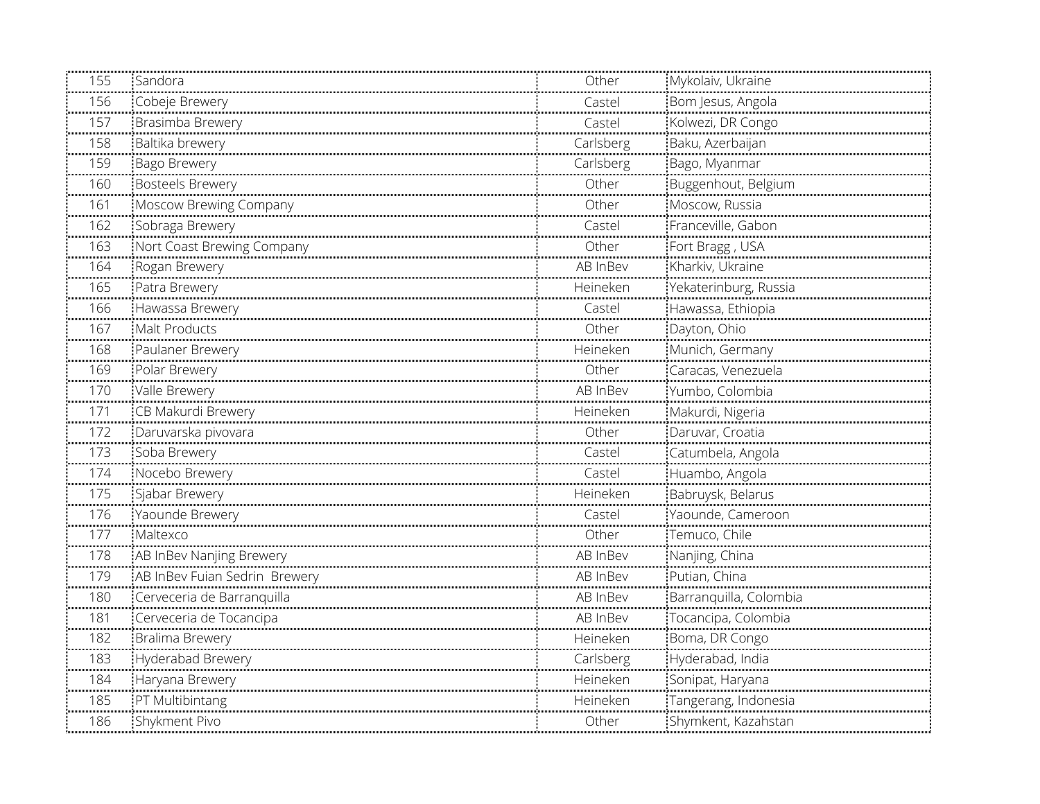| 155 | Sandora | Other | Mykolaiv, Ukraine |
|---|---|---|---|
| 156 | Cobeje Brewery | Castel | Bom Jesus, Angola |
| 157 | Brasimba Brewery | Castel | Kolwezi, DR Congo |
| 158 | Baltika brewery | Carlsberg | Baku, Azerbaijan |
| 159 | Bago Brewery | Carlsberg | Bago, Myanmar |
| 160 | Bosteels Brewery | Other | Buggenhout, Belgium |
| 161 | Moscow Brewing Company | Other | Moscow, Russia |
| 162 | Sobraga Brewery | Castel | Franceville, Gabon |
| 163 | Nort Coast Brewing Company | Other | Fort Bragg , USA |
| 164 | Rogan Brewery | AB InBev | Kharkiv, Ukraine |
| 165 | Patra Brewery | Heineken | Yekaterinburg, Russia |
| 166 | Hawassa Brewery | Castel | Hawassa, Ethiopia |
| 167 | Malt Products | Other | Dayton, Ohio |
| 168 | Paulaner Brewery | Heineken | Munich, Germany |
| 169 | Polar Brewery | Other | Caracas, Venezuela |
| 170 | Valle Brewery | AB InBev | Yumbo, Colombia |
| 171 | CB Makurdi Brewery | Heineken | Makurdi, Nigeria |
| 172 | Daruvarska pivovara | Other | Daruvar, Croatia |
| 173 | Soba Brewery | Castel | Catumbela, Angola |
| 174 | Nocebo Brewery | Castel | Huambo, Angola |
| 175 | Sjabar Brewery | Heineken | Babruysk, Belarus |
| 176 | Yaounde Brewery | Castel | Yaounde, Cameroon |
| 177 | Maltexco | Other | Temuco, Chile |
| 178 | AB InBev Nanjing Brewery | AB InBev | Nanjing, China |
| 179 | AB InBev Fuian Sedrin Brewery | AB InBev | Putian, China |
| 180 | Cerveceria de Barranquilla | AB InBev | Barranquilla, Colombia |
| 181 | Cerveceria de Tocancipa | AB InBev | Tocancipa, Colombia |
| 182 | Bralima Brewery | Heineken | Boma, DR Congo |
| 183 | Hyderabad Brewery | Carlsberg | Hyderabad, India |
| 184 | Haryana Brewery | Heineken | Sonipat, Haryana |
| 185 | PT Multibintang | Heineken | Tangerang, Indonesia |
| 186 | Shykment Pivo | Other | Shymkent, Kazahstan |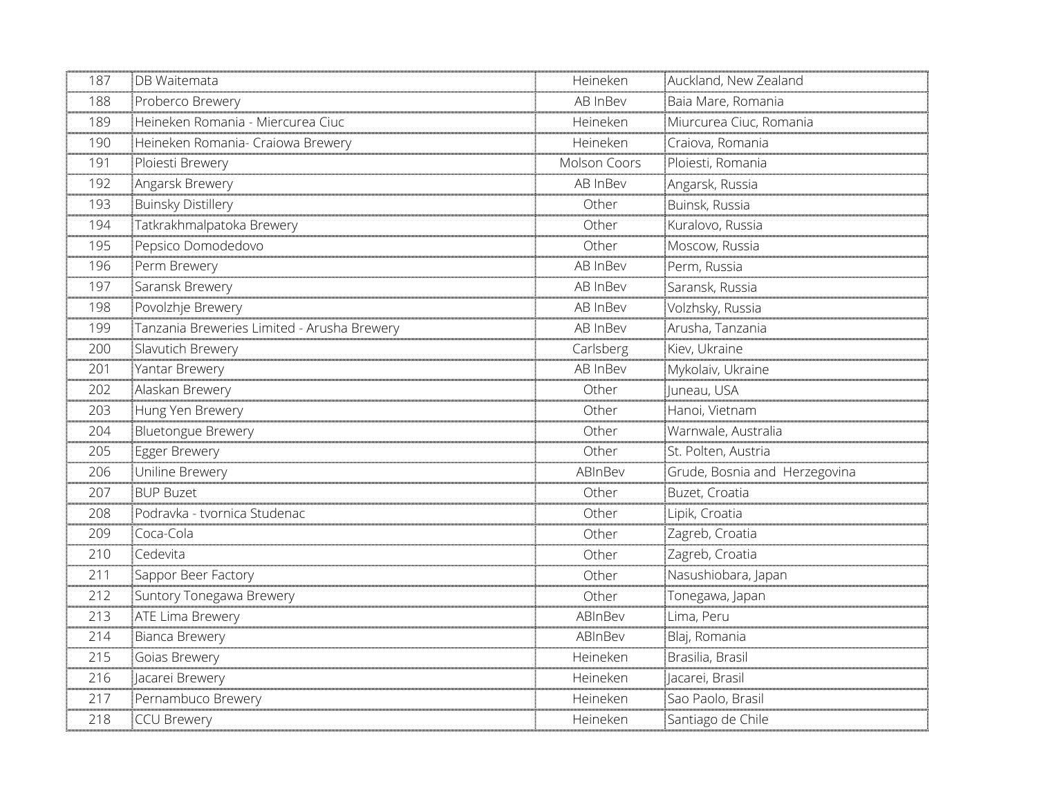| 187 | DB Waitemata | Heineken | Auckland, New Zealand |
|---|---|---|---|
| 188 | Proberco Brewery | AB InBev | Baia Mare, Romania |
| 189 | Heineken Romania - Miercurea Ciuc | Heineken | Miurcurea Ciuc, Romania |
| 190 | Heineken Romania- Craiowa Brewery | Heineken | Craiova, Romania |
| 191 | Ploiesti Brewery | Molson Coors | Ploiesti, Romania |
| 192 | Angarsk Brewery | AB InBev | Angarsk, Russia |
| 193 | Buinsky Distillery | Other | Buinsk, Russia |
| 194 | Tatkrakhmalpatoka Brewery | Other | Kuralovo, Russia |
| 195 | Pepsico Domodedovo | Other | Moscow, Russia |
| 196 | Perm Brewery | AB InBev | Perm, Russia |
| 197 | Saransk Brewery | AB InBev | Saransk, Russia |
| 198 | Povolzhje Brewery | AB InBev | Volzhsky, Russia |
| 199 | Tanzania Breweries Limited - Arusha Brewery | AB InBev | Arusha, Tanzania |
| 200 | Slavutich Brewery | Carlsberg | Kiev, Ukraine |
| 201 | Yantar Brewery | AB InBev | Mykolaiv, Ukraine |
| 202 | Alaskan Brewery | Other | Juneau, USA |
| 203 | Hung Yen Brewery | Other | Hanoi, Vietnam |
| 204 | Bluetongue Brewery | Other | Warnwale, Australia |
| 205 | Egger Brewery | Other | St. Polten, Austria |
| 206 | Uniline Brewery | ABInBev | Grude, Bosnia and Herzegovina |
| 207 | BUP Buzet | Other | Buzet, Croatia |
| 208 | Podravka - tvornica Studenac | Other | Lipik, Croatia |
| 209 | Coca-Cola | Other | Zagreb, Croatia |
| 210 | Cedevita | Other | Zagreb, Croatia |
| 211 | Sappor Beer Factory | Other | Nasushiobara, Japan |
| 212 | Suntory Tonegawa Brewery | Other | Tonegawa, Japan |
| 213 | ATE Lima Brewery | ABInBev | Lima, Peru |
| 214 | Bianca Brewery | ABInBev | Blaj, Romania |
| 215 | Goias Brewery | Heineken | Brasilia, Brasil |
| 216 | Jacarei Brewery | Heineken | Jacarei, Brasil |
| 217 | Pernambuco Brewery | Heineken | Sao Paolo, Brasil |
| 218 | CCU Brewery | Heineken | Santiago de Chile |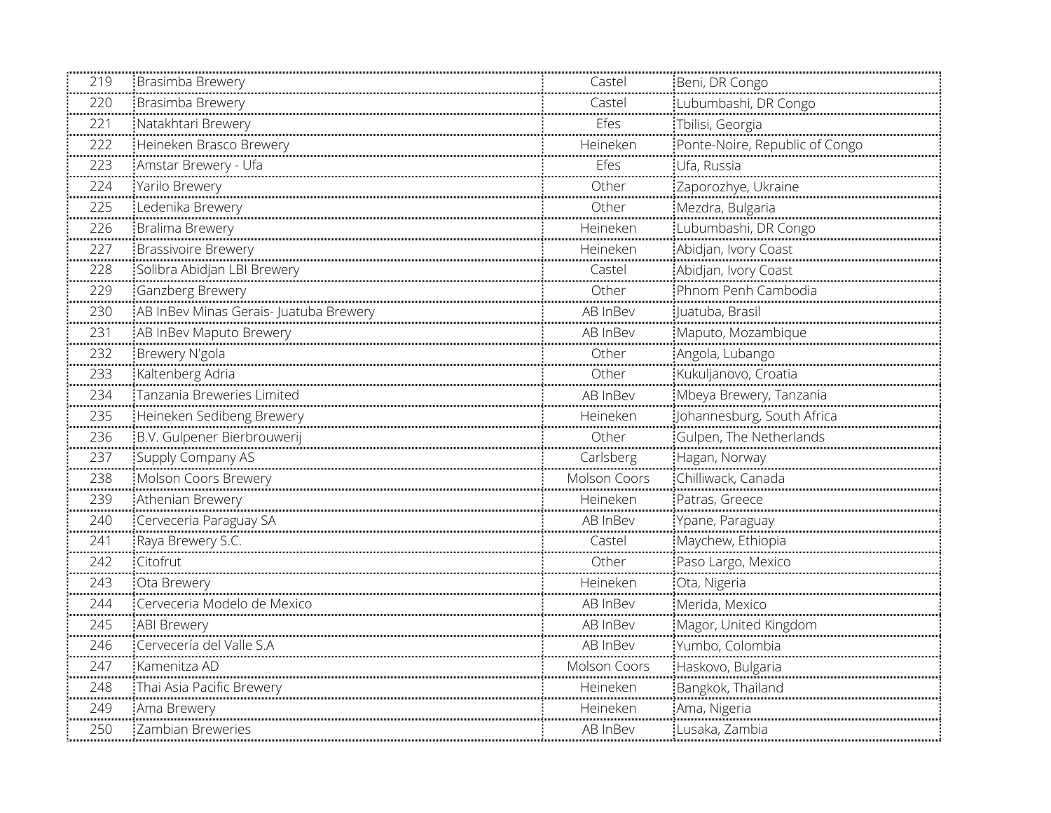| 219 | Brasimba Brewery | Castel | Beni, DR Congo |
|---|---|---|---|
| 220 | Brasimba Brewery | Castel | Lubumbashi, DR Congo |
| 221 | Natakhtari Brewery | Efes | Tbilisi, Georgia |
| 222 | Heineken Brasco Brewery | Heineken | Ponte-Noire, Republic of Congo |
| 223 | Amstar Brewery - Ufa | Efes | Ufa, Russia |
| 224 | Yarilo Brewery | Other | Zaporozhye, Ukraine |
| 225 | Ledenika Brewery | Other | Mezdra, Bulgaria |
| 226 | Bralima Brewery | Heineken | Lubumbashi, DR Congo |
| 227 | Brassivoire Brewery | Heineken | Abidjan, Ivory Coast |
| 228 | Solibra Abidjan LBI Brewery | Castel | Abidjan, Ivory Coast |
| 229 | Ganzberg Brewery | Other | Phnom Penh Cambodia |
| 230 | AB InBev Minas Gerais- Juatuba Brewery | AB InBev | Juatuba, Brasil |
| 231 | AB InBev Maputo Brewery | AB InBev | Maputo, Mozambique |
| 232 | Brewery N'gola | Other | Angola, Lubango |
| 233 | Kaltenberg Adria | Other | Kukuljanovo, Croatia |
| 234 | Tanzania Breweries Limited | AB InBev | Mbeya Brewery, Tanzania |
| 235 | Heineken Sedibeng Brewery | Heineken | Johannesburg, South Africa |
| 236 | B.V. Gulpener Bierbrouwerij | Other | Gulpen, The Netherlands |
| 237 | Supply Company AS | Carlsberg | Hagan, Norway |
| 238 | Molson Coors Brewery | Molson Coors | Chilliwack, Canada |
| 239 | Athenian Brewery | Heineken | Patras, Greece |
| 240 | Cerveceria Paraguay SA | AB InBev | Ypane, Paraguay |
| 241 | Raya Brewery S.C. | Castel | Maychew, Ethiopia |
| 242 | Citofrut | Other | Paso Largo, Mexico |
| 243 | Ota Brewery | Heineken | Ota, Nigeria |
| 244 | Cerveceria Modelo de Mexico | AB InBev | Merida, Mexico |
| 245 | ABI Brewery | AB InBev | Magor, United Kingdom |
| 246 | Cervecería del Valle S.A | AB InBev | Yumbo, Colombia |
| 247 | Kamenitza AD | Molson Coors | Haskovo, Bulgaria |
| 248 | Thai Asia Pacific Brewery | Heineken | Bangkok, Thailand |
| 249 | Ama Brewery | Heineken | Ama, Nigeria |
| 250 | Zambian Breweries | AB InBev | Lusaka, Zambia |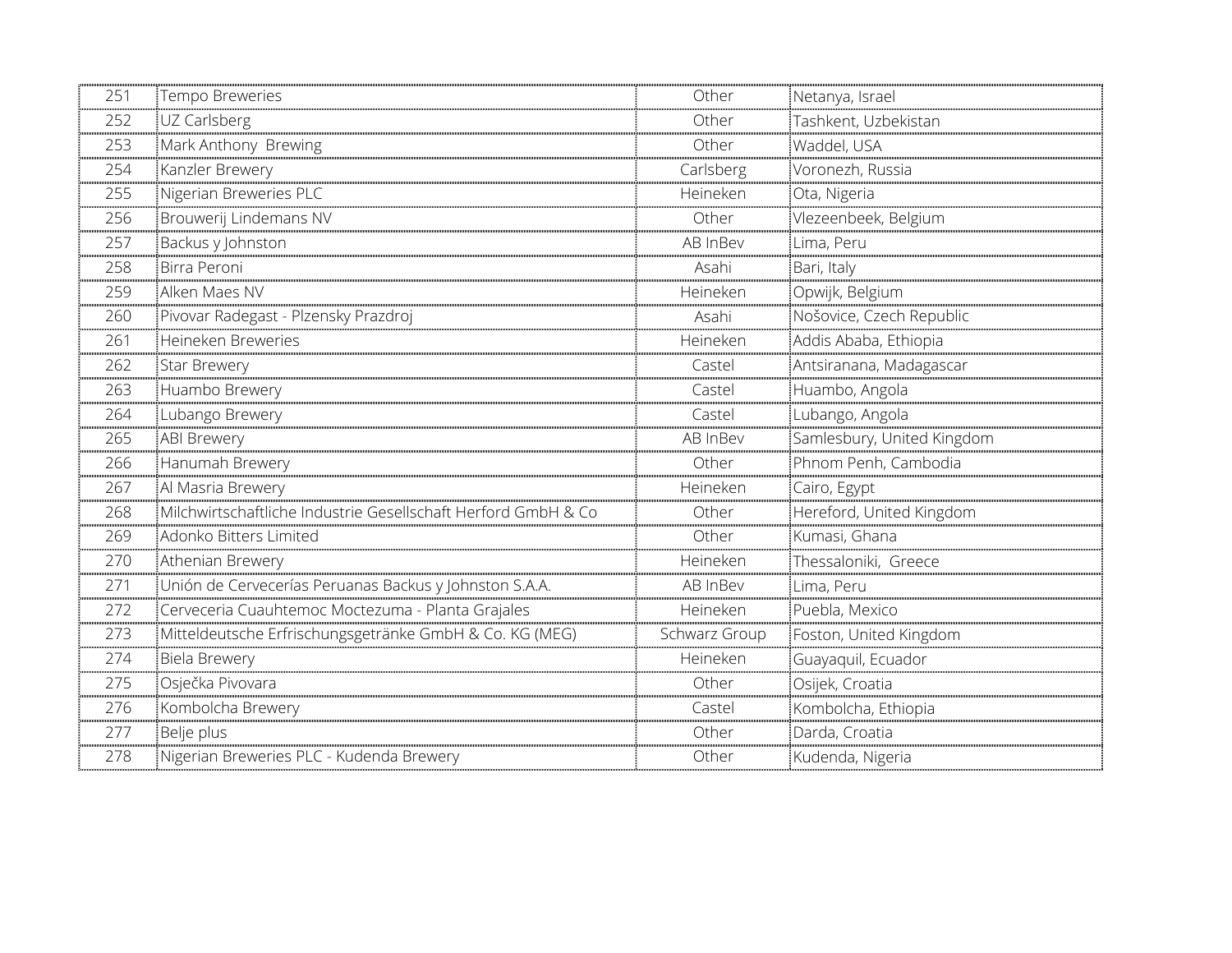| | | | |
|---|---|---|---|
| 251 | Tempo Breweries | Other | Netanya, Israel |
| 252 | UZ Carlsberg | Other | Tashkent, Uzbekistan |
| 253 | Mark Anthony  Brewing | Other | Waddel, USA |
| 254 | Kanzler Brewery | Carlsberg | Voronezh, Russia |
| 255 | Nigerian Breweries PLC | Heineken | Ota, Nigeria |
| 256 | Brouwerij Lindemans NV | Other | Vlezeenbeek, Belgium |
| 257 | Backus y Johnston | AB InBev | Lima, Peru |
| 258 | Birra Peroni | Asahi | Bari, Italy |
| 259 | Alken Maes NV | Heineken | Opwijk, Belgium |
| 260 | Pivovar Radegast - Plzensky Prazdroj | Asahi | Nošovice, Czech Republic |
| 261 | Heineken Breweries | Heineken | Addis Ababa, Ethiopia |
| 262 | Star Brewery | Castel | Antsiranana, Madagascar |
| 263 | Huambo Brewery | Castel | Huambo, Angola |
| 264 | Lubango Brewery | Castel | Lubango, Angola |
| 265 | ABI Brewery | AB InBev | Samlesbury, United Kingdom |
| 266 | Hanumah Brewery | Other | Phnom Penh, Cambodia |
| 267 | Al Masria Brewery | Heineken | Cairo, Egypt |
| 268 | Milchwirtschaftliche Industrie Gesellschaft Herford GmbH & Co | Other | Hereford, United Kingdom |
| 269 | Adonko Bitters Limited | Other | Kumasi, Ghana |
| 270 | Athenian Brewery | Heineken | Thessaloniki,  Greece |
| 271 | Unión de Cervecerías Peruanas Backus y Johnston S.A.A. | AB InBev | Lima, Peru |
| 272 | Cerveceria Cuauhtemoc Moctezuma - Planta Grajales | Heineken | Puebla, Mexico |
| 273 | Mitteldeutsche Erfrischungsgetränke GmbH & Co. KG (MEG) | Schwarz Group | Foston, United Kingdom |
| 274 | Biela Brewery | Heineken | Guayaquil, Ecuador |
| 275 | Osječka Pivovara | Other | Osijek, Croatia |
| 276 | Kombolcha Brewery | Castel | Kombolcha, Ethiopia |
| 277 | Belje plus | Other | Darda, Croatia |
| 278 | Nigerian Breweries PLC - Kudenda Brewery | Other | Kudenda, Nigeria |